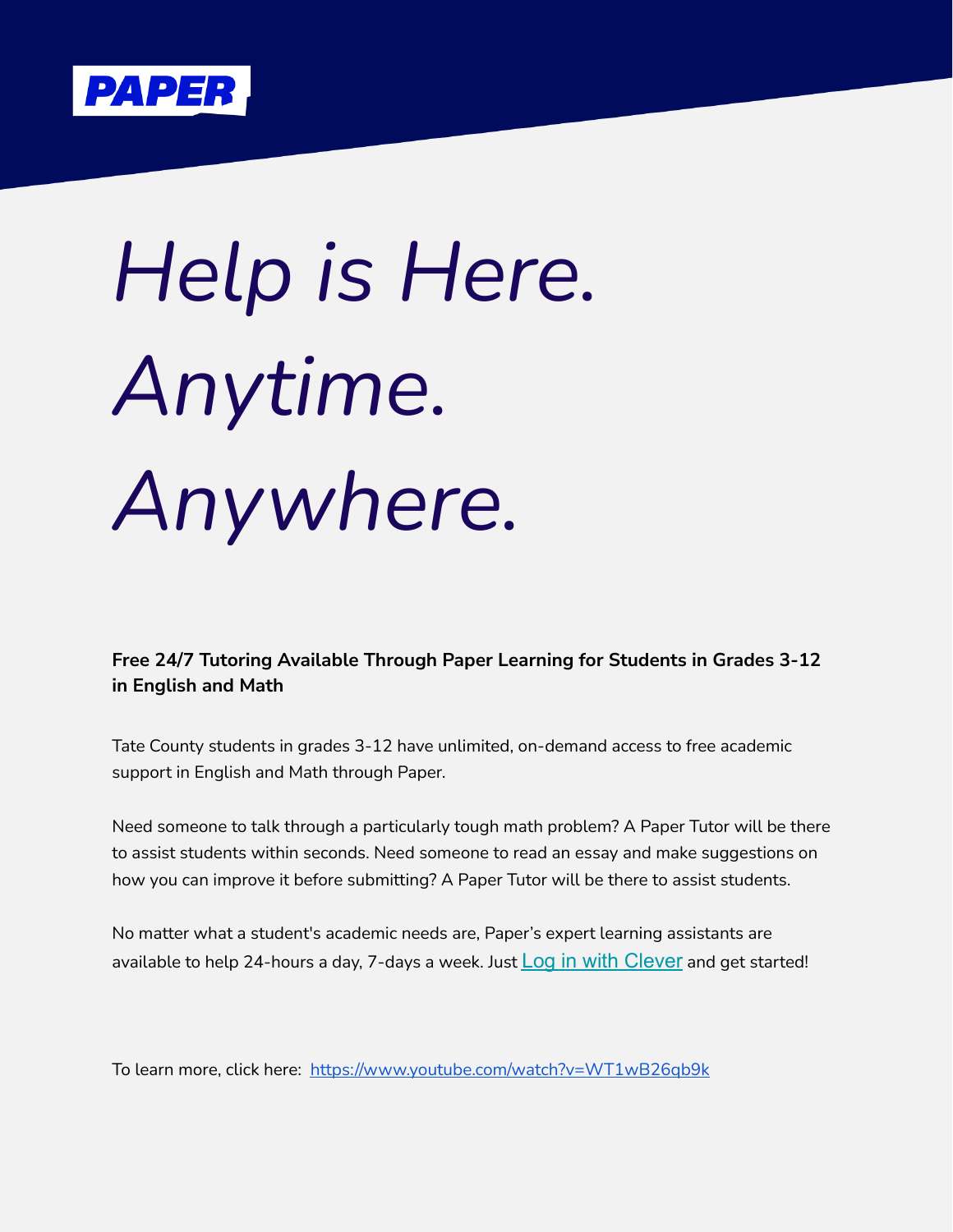**PAPER**

# *Help is Here. Anytime. Anywhere.*

**Free 24/7 Tutoring Available Through Paper Learning for Students in Grades 3-12 in English and Math**

Tate County students in grades 3-12 have unlimited, on-demand access to free academic support in English and Math through Paper.

Need someone to talk through a particularly tough math problem? A Paper Tutor will be there to assist students within seconds. Need someone to read an essay and make suggestions on how you can improve it before submitting? A Paper Tutor will be there to assist students.

No matter what a student's academic needs are, Paper's expert learning assistants are available to help 24-hours a day, 7-days a week. Just Log in with Clever and get started!

To learn more, click here: https://www.youtube.com/watch?v=WT1wB26qb9k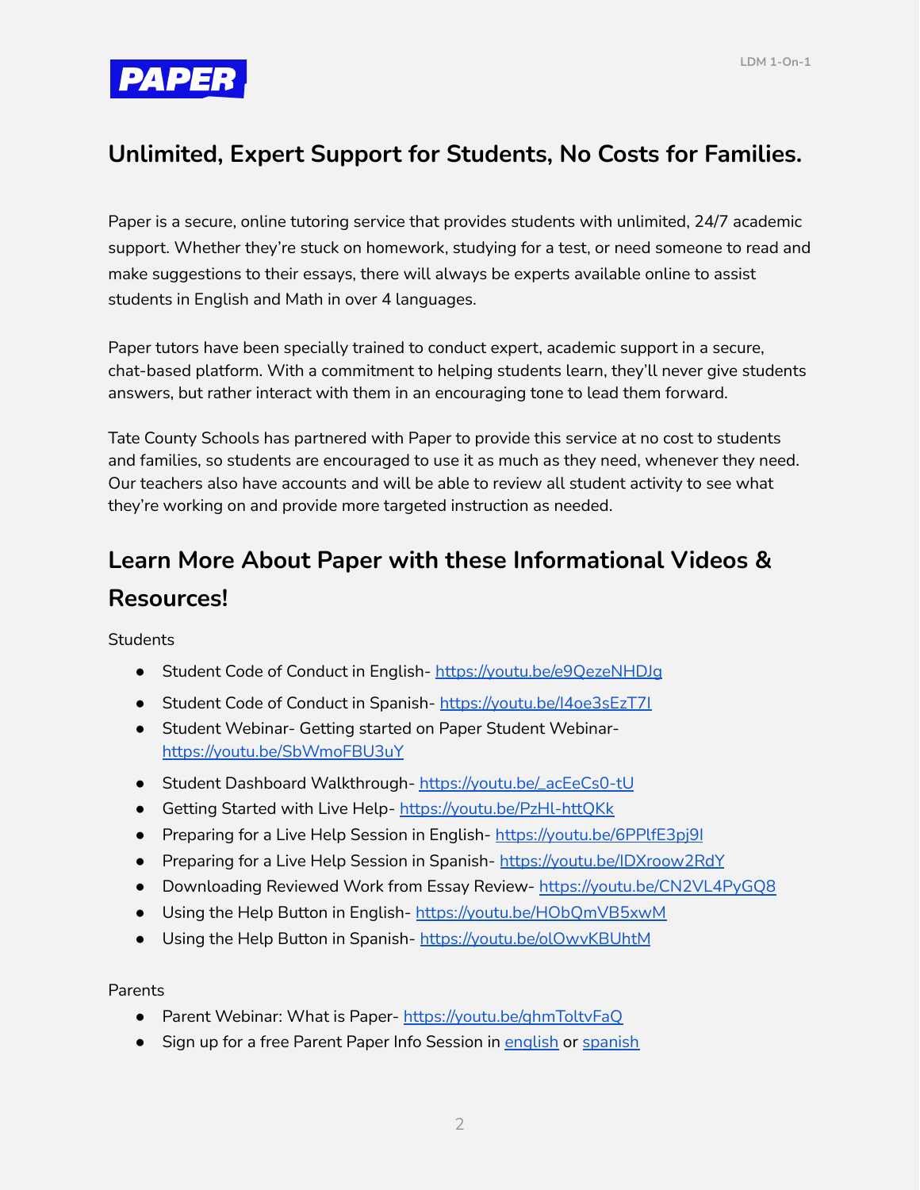## Unlimited, Expert Support for Students, No Costs for Families.

Paper is a secure, online tutoring service that provides students with unlimited, 24/7 academic support. Whether they're stuck on homework, studying for a test, or need someone to read and make suggestions to their essays, there will always be experts available online to assist students in English and Math in over 4 languages.

Paper tutors have been specially trained to conduct expert, academic support in a secure, chat-based platform. With a commitment to helping students learn, they'll never give students answers, but rather interact with them in an encouraging tone to lead them forward.

Tate County Schools has partnered with Paper to provide this service at no cost to students and families, so students are encouraged to use it as much as they need, whenever they need. Our teachers also have accounts and will be able to review all student activity to see what they're working on and provide more targeted instruction as needed.

## Learn More About Paper with these Informational Videos & Resources!

Students

- Student Code of Conduct in English- https://youtu.be/e9QezeNHDJg
- Student Code of Conduct in Spanish- https://youtu.be/I4oe3sEzT7I
- Student Webinar- Getting started on Paper Student Webinar- https://youtu.be/SbWmoFBU3uY
- Student Dashboard Walkthrough- https://youtu.be/_acEeCs0-tU
- Getting Started with Live Help- https://youtu.be/PzHl-httQKk
- Preparing for a Live Help Session in English- https://youtu.be/6PPlfE3pj9I
- Preparing for a Live Help Session in Spanish- https://youtu.be/IDXroow2RdY
- Downloading Reviewed Work from Essay Review- https://youtu.be/CN2VL4PyGQ8
- Using the Help Button in English- https://youtu.be/HObQmVB5xwM
- Using the Help Button in Spanish- https://youtu.be/olOwvKBUhtM

Parents

- Parent Webinar: What is Paper- https://youtu.be/qhmToltvFaQ
- Sign up for a free Parent Paper Info Session in english or spanish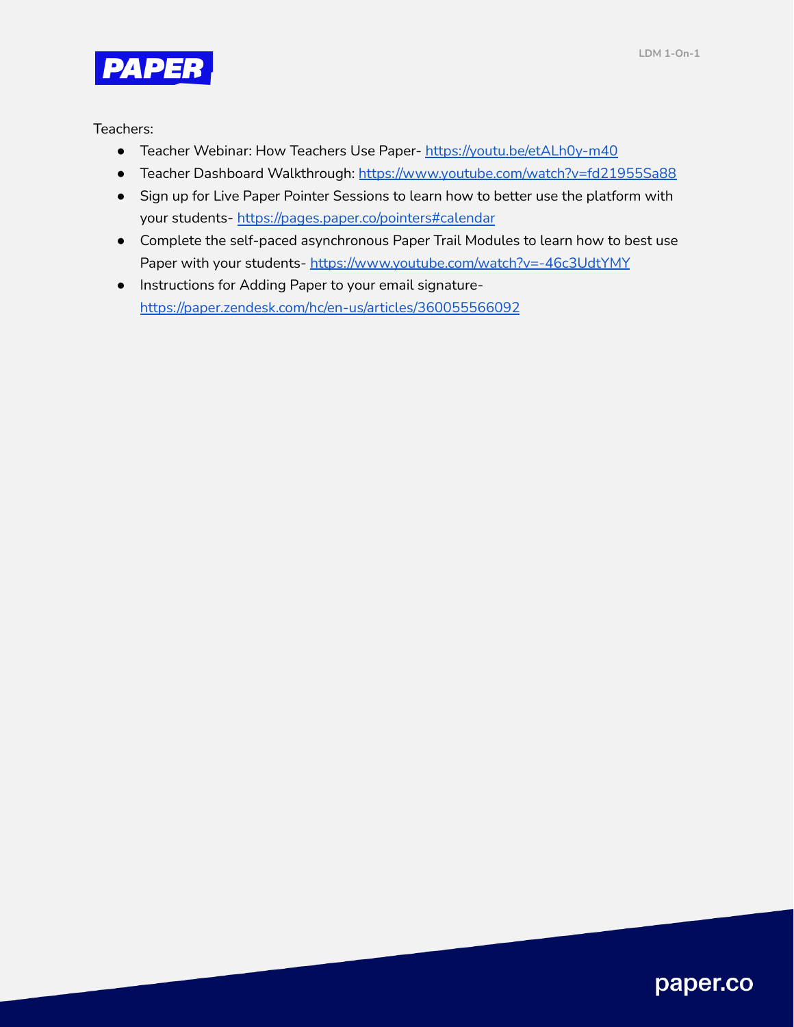Teachers:

- Teacher Webinar: How Teachers Use Paper- https://youtu.be/etALh0y-m40
- Teacher Dashboard Walkthrough: https://www.youtube.com/watch?v=fd21955Sa88
- Sign up for Live Paper Pointer Sessions to learn how to better use the platform with your students- https://pages.paper.co/pointers#calendar
- Complete the self-paced asynchronous Paper Trail Modules to learn how to best use Paper with your students- https://www.youtube.com/watch?v=-46c3UdtYMY
- Instructions for Adding Paper to your email signature- https://paper.zendesk.com/hc/en-us/articles/360055566092